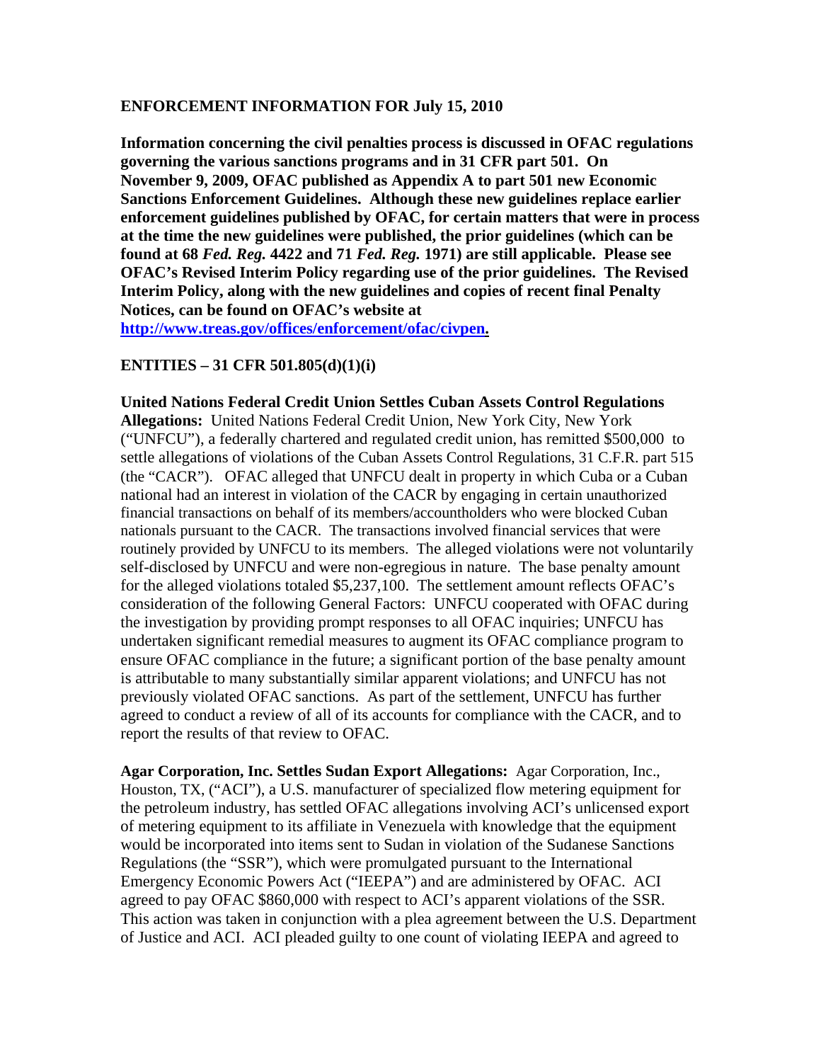## ENFORCEMENT INFORMATION FOR July 15, 2010

**Information concerning the civil penalties process is discussed in OFAC regulations governing the various sanctions programs and in 31 CFR part 501. On November 9, 2009, OFAC published as Appendix A to part 501 new Economic Sanctions Enforcement Guidelines. Although these new guidelines replace earlier enforcement guidelines published by OFAC, for certain matters that were in process at the time the new guidelines were published, the prior guidelines (which can be found at 68 *Fed. Reg.* 4422 and 71 *Fed. Reg.* 1971) are still applicable. Please see OFAC's Revised Interim Policy regarding use of the prior guidelines. The Revised Interim Policy, along with the new guidelines and copies of recent final Penalty Notices, can be found on OFAC's website at [http://www.treas.gov/offices/enforcement/ofac/civpen](http://www.treas.gov/offices/enforcement/ofac/civpen).**

### ENTITIES – 31 CFR 501.805(d)(1)(i)

**United Nations Federal Credit Union Settles Cuban Assets Control Regulations Allegations:** United Nations Federal Credit Union, New York City, New York ("UNFCU"), a federally chartered and regulated credit union, has remitted $500,000 to settle allegations of violations of the Cuban Assets Control Regulations, 31 C.F.R. part 515 (the "CACR"). OFAC alleged that UNFCU dealt in property in which Cuba or a Cuban national had an interest in violation of the CACR by engaging in certain unauthorized financial transactions on behalf of its members/accountholders who were blocked Cuban nationals pursuant to the CACR. The transactions involved financial services that were routinely provided by UNFCU to its members. The alleged violations were not voluntarily self-disclosed by UNFCU and were non-egregious in nature. The base penalty amount for the alleged violations totaled $5,237,100. The settlement amount reflects OFAC's consideration of the following General Factors: UNFCU cooperated with OFAC during the investigation by providing prompt responses to all OFAC inquiries; UNFCU has undertaken significant remedial measures to augment its OFAC compliance program to ensure OFAC compliance in the future; a significant portion of the base penalty amount is attributable to many substantially similar apparent violations; and UNFCU has not previously violated OFAC sanctions. As part of the settlement, UNFCU has further agreed to conduct a review of all of its accounts for compliance with the CACR, and to report the results of that review to OFAC.

**Agar Corporation, Inc. Settles Sudan Export Allegations:** Agar Corporation, Inc., Houston, TX, ("ACI"), a U.S. manufacturer of specialized flow metering equipment for the petroleum industry, has settled OFAC allegations involving ACI's unlicensed export of metering equipment to its affiliate in Venezuela with knowledge that the equipment would be incorporated into items sent to Sudan in violation of the Sudanese Sanctions Regulations (the "SSR"), which were promulgated pursuant to the International Emergency Economic Powers Act ("IEEPA") and are administered by OFAC. ACI agreed to pay OFAC $860,000 with respect to ACI's apparent violations of the SSR. This action was taken in conjunction with a plea agreement between the U.S. Department of Justice and ACI. ACI pleaded guilty to one count of violating IEEPA and agreed to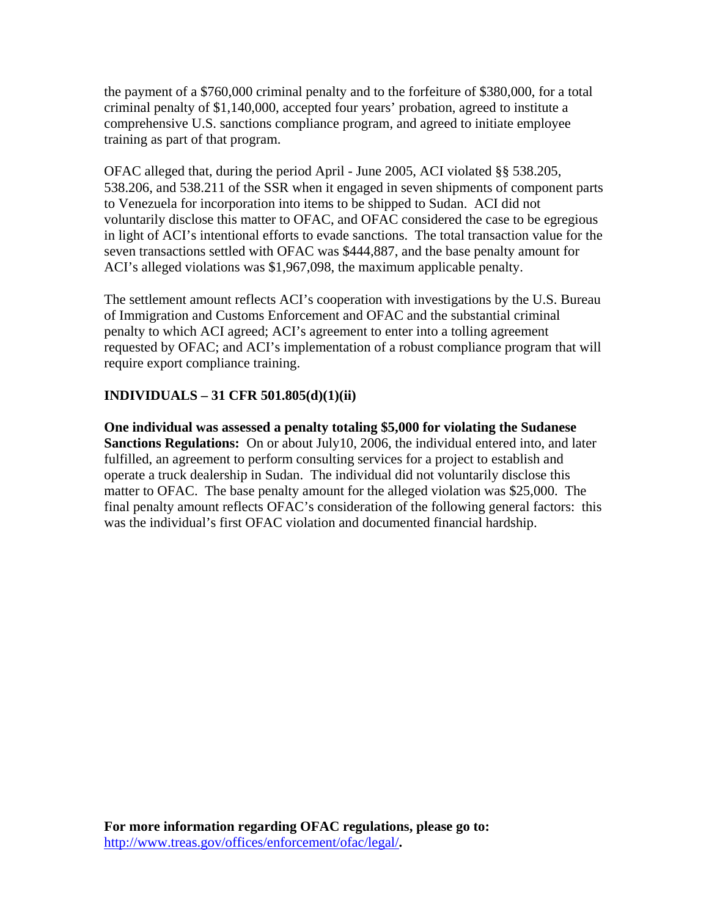the payment of a $760,000 criminal penalty and to the forfeiture of $380,000, for a total criminal penalty of $1,140,000, accepted four years' probation, agreed to institute a comprehensive U.S. sanctions compliance program, and agreed to initiate employee training as part of that program.

OFAC alleged that, during the period April - June 2005, ACI violated §§ 538.205, 538.206, and 538.211 of the SSR when it engaged in seven shipments of component parts to Venezuela for incorporation into items to be shipped to Sudan. ACI did not voluntarily disclose this matter to OFAC, and OFAC considered the case to be egregious in light of ACI's intentional efforts to evade sanctions. The total transaction value for the seven transactions settled with OFAC was $444,887, and the base penalty amount for ACI's alleged violations was $1,967,098, the maximum applicable penalty.

The settlement amount reflects ACI's cooperation with investigations by the U.S. Bureau of Immigration and Customs Enforcement and OFAC and the substantial criminal penalty to which ACI agreed; ACI's agreement to enter into a tolling agreement requested by OFAC; and ACI's implementation of a robust compliance program that will require export compliance training.

**INDIVIDUALS – 31 CFR 501.805(d)(1)(ii)**

**One individual was assessed a penalty totaling $5,000 for violating the Sudanese Sanctions Regulations:** On or about July10, 2006, the individual entered into, and later fulfilled, an agreement to perform consulting services for a project to establish and operate a truck dealership in Sudan. The individual did not voluntarily disclose this matter to OFAC. The base penalty amount for the alleged violation was $25,000. The final penalty amount reflects OFAC's consideration of the following general factors: this was the individual's first OFAC violation and documented financial hardship.

**For more information regarding OFAC regulations, please go to:** [http://www.treas.gov/offices/enforcement/ofac/legal/](http://www.treas.gov/offices/enforcement/ofac/legal/)**.**